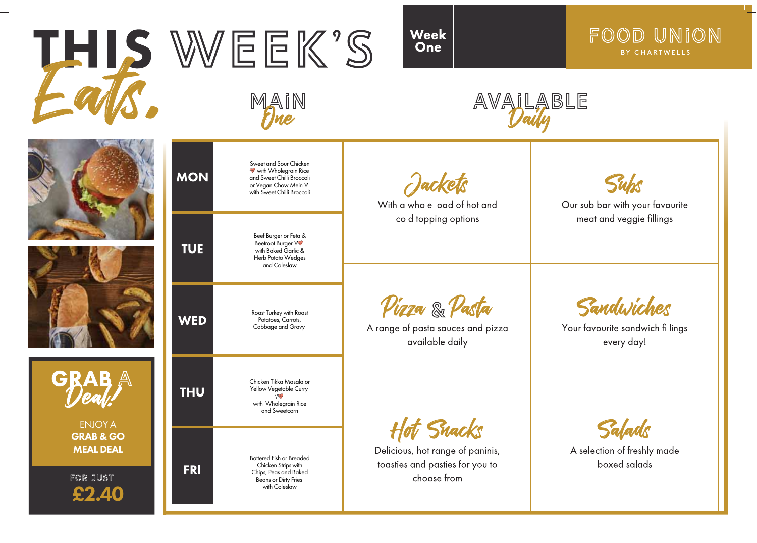# THIS WEEK'S *Eats.*

**Week One**

FOOD UNION BY CHARTWELLS

## MAIN *One*

| Day | Main |
| --- | --- |
| **MON** | Sweet and Sour Chicken with Wholegrain Rice and Sweet Chilli Broccoli or Vegan Chow Mein V with Sweet Chilli Broccoli |
| **TUE** | Beef Burger or Feta & Beetroot Burger V with Baked Garlic & Herb Potato Wedges and Coleslaw |
| **WED** | Roast Turkey with Roast Potatoes, Carrots, Cabbage and Gravy |
| **THU** | Chicken Tikka Masala or Yellow Vegetable Curry V with Wholegrain Rice and Sweetcorn |
| **FRI** | Battered Fish or Breaded Chicken Strips with Chips, Peas and Baked Beans or Dirty Fries with Coleslaw |

## AVAILABLE *Daily*

### *Jackets*
With a whole load of hot and cold topping options

### *Subs*
Our sub bar with your favourite meat and veggie fillings

### *Pizza & Pasta*
A range of pasta sauces and pizza available daily

### *Sandwiches*
Your favourite sandwich fillings every day!

### *Hot Snacks*
Delicious, hot range of paninis, toasties and pasties for you to choose from

### *Salads*
A selection of freshly made boxed salads

## GRAB A *Deal!*

ENJOY A **GRAB & GO MEAL DEAL**

FOR JUST **£2.40**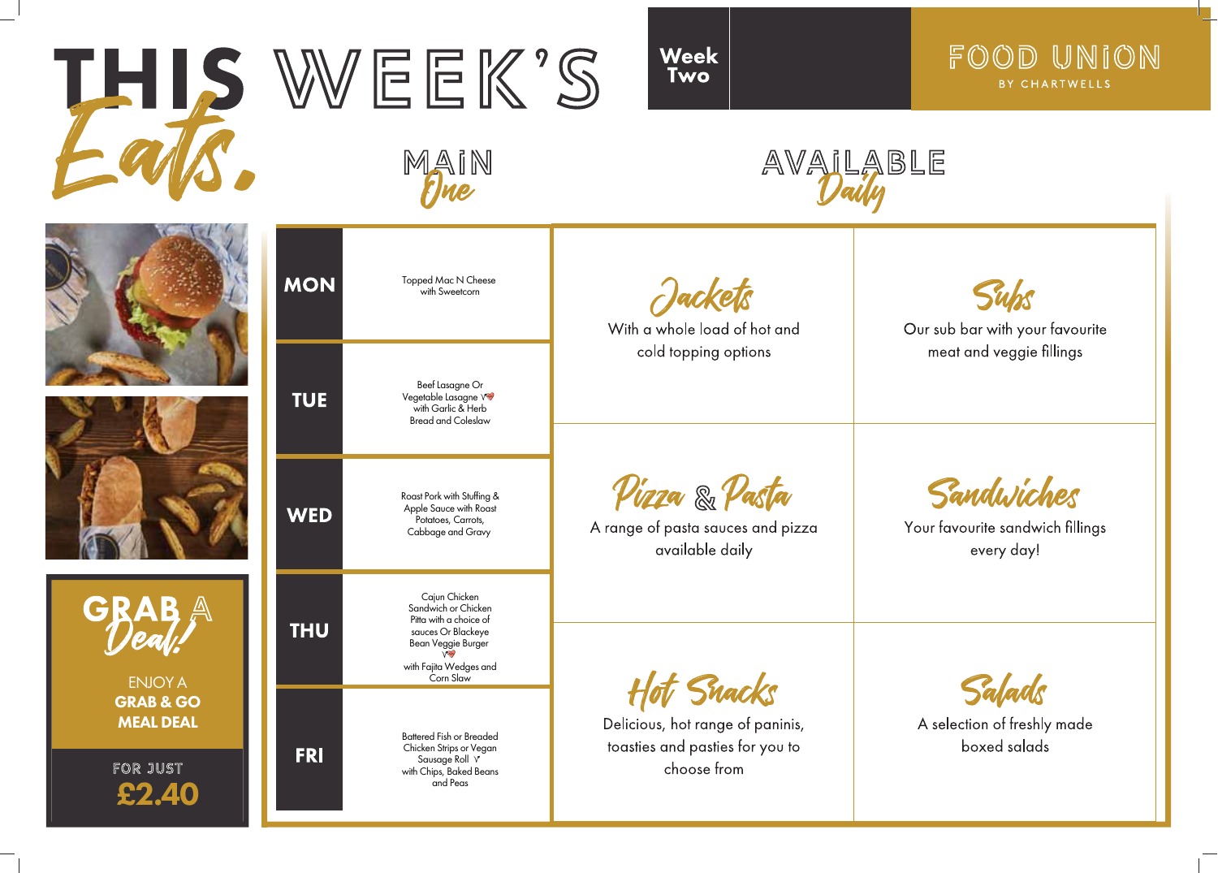# THIS WEEK'S *Eats.*

**Week Two**

FOOD UNION
BY CHARTWELLS

## MAIN *One*

| Day | Main One |
| --- | --- |
| **MON** | Topped Mac N Cheese with Sweetcorn |
| **TUE** | Beef Lasagne Or Vegetable Lasagne V with Garlic & Herb Bread and Coleslaw |
| **WED** | Roast Pork with Stuffing & Apple Sauce with Roast Potatoes, Carrots, Cabbage and Gravy |
| **THU** | Cajun Chicken Sandwich or Chicken Pitta with a choice of sauces Or Blackeye Bean Veggie Burger V with Fajita Wedges and Corn Slaw |
| **FRI** | Battered Fish or Breaded Chicken Strips or Vegan Sausage Roll V with Chips, Baked Beans and Peas |

## AVAILABLE *Daily*

### *Jackets*
With a whole load of hot and cold topping options

### *Subs*
Our sub bar with your favourite meat and veggie fillings

### *Pizza & Pasta*
A range of pasta sauces and pizza available daily

### *Sandwiches*
Your favourite sandwich fillings every day!

### *Hot Snacks*
Delicious, hot range of paninis, toasties and pasties for you to choose from

### *Salads*
A selection of freshly made boxed salads

## GRAB A *Deal!*

ENJOY A **GRAB & GO MEAL DEAL**

FOR JUST **£2.40**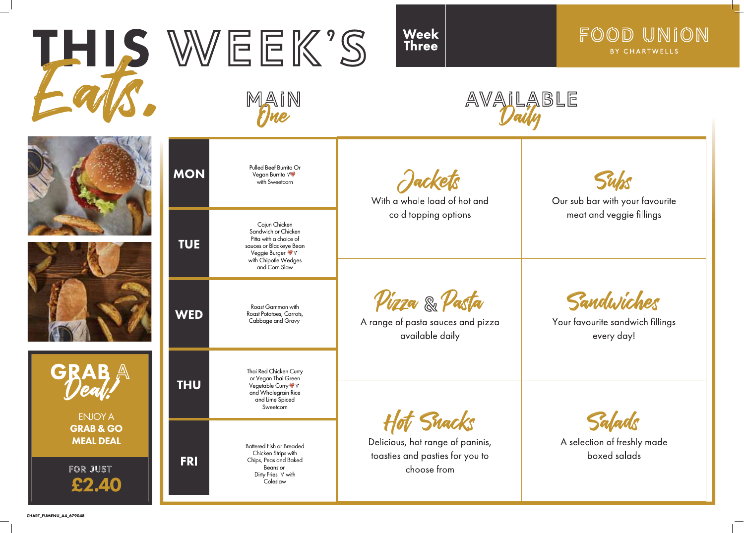# THIS WEEK'S *Eats.*

**Week Three**

**FOOD UNION** BY CHARTWELLS

## MAIN *One*

| | |
|---|---|
| **MON** | Pulled Beef Burrito Or Vegan Burrito V with Sweetcorn |
| **TUE** | Cajun Chicken Sandwich or Chicken Pitta with a choice of sauces or Blackeye Bean Veggie Burger V with Chipotle Wedges and Corn Slaw |
| **WED** | Roast Gammon with Roast Potatoes, Carrots, Cabbage and Gravy |
| **THU** | Thai Red Chicken Curry or Vegan Thai Green Vegetable Curry V and Wholegrain Rice and Lime Spiced Sweetcorn |
| **FRI** | Battered Fish or Breaded Chicken Strips with Chips, Peas and Baked Beans or Dirty Fries V with Coleslaw |

## AVAILABLE *Daily*

### *Jackets*
With a whole load of hot and cold topping options

### *Subs*
Our sub bar with your favourite meat and veggie fillings

### *Pizza & Pasta*
A range of pasta sauces and pizza available daily

### *Sandwiches*
Your favourite sandwich fillings every day!

### *Hot Snacks*
Delicious, hot range of paninis, toasties and pasties for you to choose from

### *Salads*
A selection of freshly made boxed salads

## GRAB A *Deal!*

ENJOY A **GRAB & GO MEAL DEAL**

FOR JUST **£2.40**

CHART_FUMENU_A4_679048